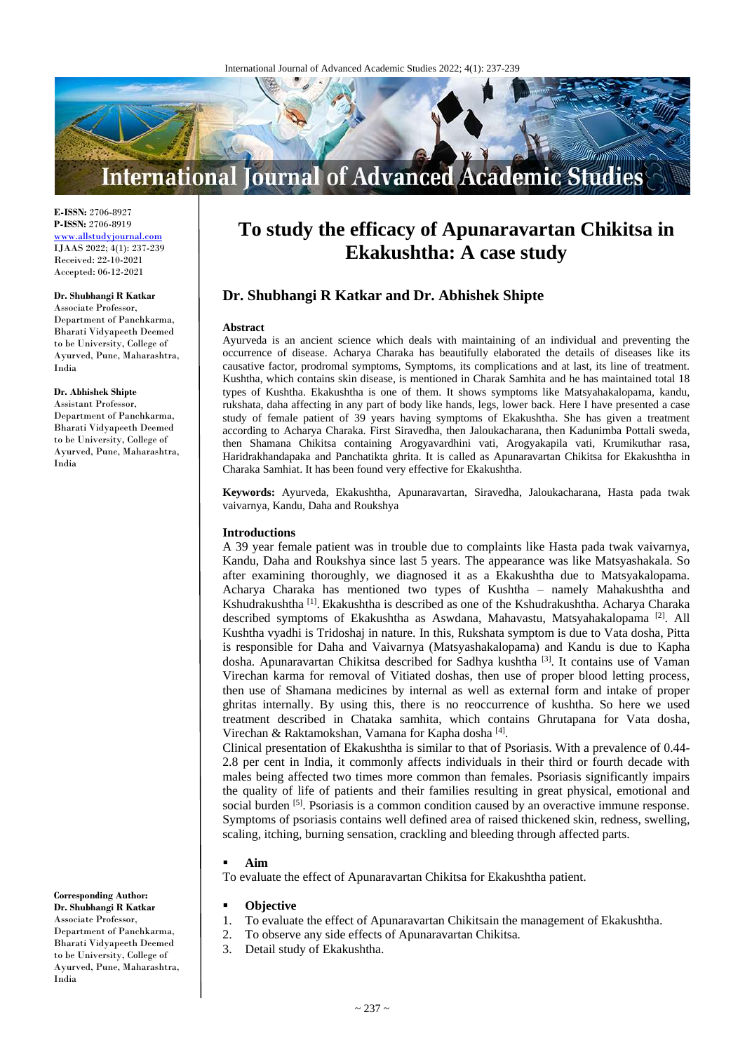**E-ISSN:** 2706-8927
**P-ISSN:** 2706-8919
www.allstudyjournal.com
IJAAS 2022; 4(1): 237-239
Received: 22-10-2021
Accepted: 06-12-2021

**Dr. Shubhangi R Katkar**
Associate Professor, Department of Panchkarma, Bharati Vidyapeeth Deemed to be University, College of Ayurved, Pune, Maharashtra, India

**Dr. Abhishek Shipte**
Assistant Professor, Department of Panchkarma, Bharati Vidyapeeth Deemed to be University, College of Ayurved, Pune, Maharashtra, India

**Corresponding Author:**
**Dr. Shubhangi R Katkar**
Associate Professor, Department of Panchkarma, Bharati Vidyapeeth Deemed to be University, College of Ayurved, Pune, Maharashtra, India

# To study the efficacy of Apunaravartan Chikitsa in Ekakushtha: A case study

## Dr. Shubhangi R Katkar and Dr. Abhishek Shipte

**Abstract**

Ayurveda is an ancient science which deals with maintaining of an individual and preventing the occurrence of disease. Acharya Charaka has beautifully elaborated the details of diseases like its causative factor, prodromal symptoms, Symptoms, its complications and at last, its line of treatment. Kushtha, which contains skin disease, is mentioned in Charak Samhita and he has maintained total 18 types of Kushtha. Ekakushtha is one of them. It shows symptoms like Matsyahakalopama, kandu, rukshata, daha affecting in any part of body like hands, legs, lower back. Here I have presented a case study of female patient of 39 years having symptoms of Ekakushtha. She has given a treatment according to Acharya Charaka. First Siravedha, then Jaloukacharana, then Kadunimba Pottali sweda, then Shamana Chikitsa containing Arogyavardhini vati, Arogyakapila vati, Krumikuthar rasa, Haridrakhandapaka and Panchatikta ghrita. It is called as Apunaravartan Chikitsa for Ekakushtha in Charaka Samhiat. It has been found very effective for Ekakushtha.

**Keywords:** Ayurveda, Ekakushtha, Apunaravartan, Siravedha, Jaloukacharana, Hasta pada twak vaivarnya, Kandu, Daha and Roukshya

**Introductions**

A 39 year female patient was in trouble due to complaints like Hasta pada twak vaivarnya, Kandu, Daha and Roukshya since last 5 years. The appearance was like Matsyashakala. So after examining thoroughly, we diagnosed it as a Ekakushtha due to Matsyakalopama. Acharya Charaka has mentioned two types of Kushtha – namely Mahakushtha and Kshudrakushtha [1]. Ekakushtha is described as one of the Kshudrakushtha. Acharya Charaka described symptoms of Ekakushtha as Aswdana, Mahavastu, Matsyahakalopama [2]. All Kushtha vyadhi is Tridoshaj in nature. In this, Rukshata symptom is due to Vata dosha, Pitta is responsible for Daha and Vaivarnya (Matsyashakalopama) and Kandu is due to Kapha dosha. Apunaravartan Chikitsa described for Sadhya kushtha [3]. It contains use of Vaman Virechan karma for removal of Vitiated doshas, then use of proper blood letting process, then use of Shamana medicines by internal as well as external form and intake of proper ghritas internally. By using this, there is no reoccurrence of kushtha. So here we used treatment described in Chataka samhita, which contains Ghrutapana for Vata dosha, Virechan & Raktamokshan, Vamana for Kapha dosha [4].

Clinical presentation of Ekakushtha is similar to that of Psoriasis. With a prevalence of 0.44-2.8 per cent in India, it commonly affects individuals in their third or fourth decade with males being affected two times more common than females. Psoriasis significantly impairs the quality of life of patients and their families resulting in great physical, emotional and social burden [5]. Psoriasis is a common condition caused by an overactive immune response. Symptoms of psoriasis contains well defined area of raised thickened skin, redness, swelling, scaling, itching, burning sensation, crackling and bleeding through affected parts.

- **Aim**

To evaluate the effect of Apunaravartan Chikitsa for Ekakushtha patient.

- **Objective**

1. To evaluate the effect of Apunaravartan Chikitsain the management of Ekakushtha.
2. To observe any side effects of Apunaravartan Chikitsa.
3. Detail study of Ekakushtha.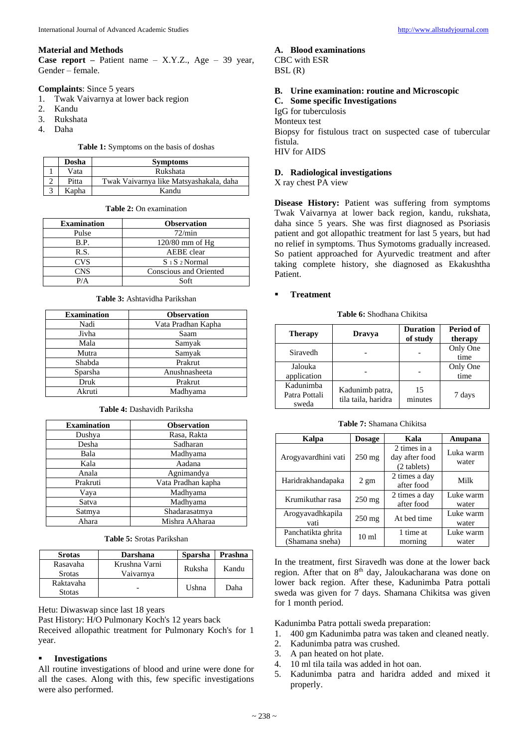## Material and Methods

**Case report –** Patient name – X.Y.Z., Age – 39 year, Gender – female.

**Complaints**: Since 5 years

1. Twak Vaivarnya at lower back region
2. Kandu
3. Rukshata
4. Daha

**Table 1:** Symptoms on the basis of doshas

| | Dosha | Symptoms |
|---|---|---|
| 1 | Vata | Rukshata |
| 2 | Pitta | Twak Vaivarnya like Matsyashakala, daha |
| 3 | Kapha | Kandu |

**Table 2:** On examination

| Examination | Observation |
|---|---|
| Pulse | 72/min |
| B.P. | 120/80 mm of Hg |
| R.S. | AEBE clear |
| CVS | $S_1 S_2$ Normal |
| CNS | Conscious and Oriented |
| P/A | Soft |

**Table 3:** Ashtavidha Parikshan

| Examination | Observation |
|---|---|
| Nadi | Vata Pradhan Kapha |
| Jivha | Saam |
| Mala | Samyak |
| Mutra | Samyak |
| Shabda | Prakrut |
| Sparsha | Anushnasheeta |
| Druk | Prakrut |
| Akruti | Madhyama |

**Table 4:** Dashavidh Pariksha

| Examination | Observation |
|---|---|
| Dushya | Rasa, Rakta |
| Desha | Sadharan |
| Bala | Madhyama |
| Kala | Aadana |
| Anala | Agnimandya |
| Prakruti | Vata Pradhan kapha |
| Vaya | Madhyama |
| Satva | Madhyama |
| Satmya | Shadarasatmya |
| Ahara | Mishra AAharaa |

**Table 5:** Srotas Parikshan

| Srotas | Darshana | Sparsha | Prashna |
|---|---|---|---|
| Rasavaha Srotas | Krushna Varni Vaivarnya | Ruksha | Kandu |
| Raktavaha Stotas | - | Ushna | Daha |

Hetu: Diwaswap since last 18 years

Past History: H/O Pulmonary Koch's 12 years back

Received allopathic treatment for Pulmonary Koch's for 1 year.

- **Investigations**

All routine investigations of blood and urine were done for all the cases. Along with this, few specific investigations were also performed.

**A. Blood examinations**

CBC with ESR

BSL (R)

**B. Urine examination: routine and Microscopic**

**C. Some specific Investigations**

IgG for tuberculosis

Monteux test

Biopsy for fistulous tract on suspected case of tubercular fistula.

HIV for AIDS

**D. Radiological investigations**

X ray chest PA view

**Disease History:** Patient was suffering from symptoms Twak Vaivarnya at lower back region, kandu, rukshata, daha since 5 years. She was first diagnosed as Psoriasis patient and got allopathic treatment for last 5 years, but had no relief in symptoms. Thus Symotoms gradually increased. So patient approached for Ayurvedic treatment and after taking complete history, she diagnosed as Ekakushtha Patient.

- **Treatment**

**Table 6:** Shodhana Chikitsa

| Therapy | Dravya | Duration of study | Period of therapy |
|---|---|---|---|
| Siravedh | - | - | Only One time |
| Jalouka application | - | - | Only One time |
| Kadunimba Patra Pottali sweda | Kadunimb patra, tila taila, haridra | 15 minutes | 7 days |

**Table 7:** Shamana Chikitsa

| Kalpa | Dosage | Kala | Anupana |
|---|---|---|---|
| Arogyavardhini vati | 250 mg | 2 times in a day after food (2 tablets) | Luka warm water |
| Haridrakhandapaka | 2 gm | 2 times a day after food | Milk |
| Krumikuthar rasa | 250 mg | 2 times a day after food | Luke warm water |
| Arogyavadhkapila vati | 250 mg | At bed time | Luke warm water |
| Panchatikta ghrita (Shamana sneha) | 10 ml | 1 time at morning | Luke warm water |

In the treatment, first Siravedh was done at the lower back region. After that on 8th day, Jaloukacharana was done on lower back region. After these, Kadunimba Patra pottali sweda was given for 7 days. Shamana Chikitsa was given for 1 month period.

Kadunimba Patra pottali sweda preparation:

1. 400 gm Kadunimba patra was taken and cleaned neatly.
2. Kadunimba patra was crushed.
3. A pan heated on hot plate.
4. 10 ml tila taila was added in hot oan.
5. Kadunimba patra and haridra added and mixed it properly.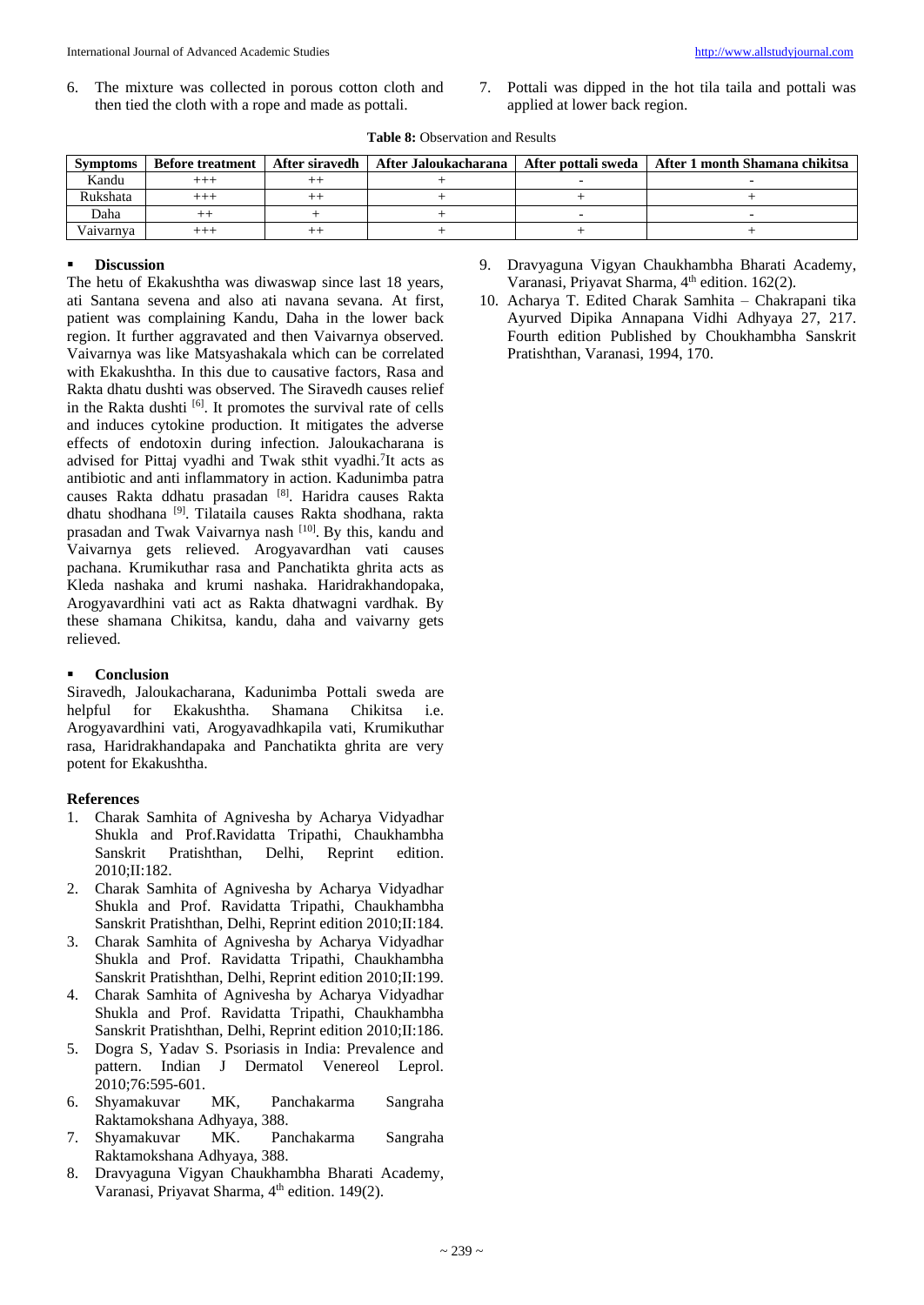6. The mixture was collected in porous cotton cloth and then tied the cloth with a rope and made as pottali.
7. Pottali was dipped in the hot tila taila and pottali was applied at lower back region.

**Table 8:** Observation and Results

| Symptoms | Before treatment | After siravedh | After Jaloukacharana | After pottali sweda | After 1 month Shamana chikitsa |
|---|---|---|---|---|---|
| Kandu | +++ | ++ | + | - | - |
| Rukshata | +++ | ++ | + | + | + |
| Daha | ++ | + | + | - | - |
| Vaivarnya | +++ | ++ | + | + | + |

## Discussion

The hetu of Ekakushtha was diwaswap since last 18 years, ati Santana sevena and also ati navana sevana. At first, patient was complaining Kandu, Daha in the lower back region. It further aggravated and then Vaivarnya observed. Vaivarnya was like Matsyashakala which can be correlated with Ekakushtha. In this due to causative factors, Rasa and Rakta dhatu dushti was observed. The Siravedh causes relief in the Rakta dushti [6]. It promotes the survival rate of cells and induces cytokine production. It mitigates the adverse effects of endotoxin during infection. Jaloukacharana is advised for Pittaj vyadhi and Twak sthit vyadhi.[7]It acts as antibiotic and anti inflammatory in action. Kadunimba patra causes Rakta ddhatu prasadan [8]. Haridra causes Rakta dhatu shodhana [9]. Tilataila causes Rakta shodhana, rakta prasadan and Twak Vaivarnya nash [10]. By this, kandu and Vaivarnya gets relieved. Arogyavardhan vati causes pachana. Krumikuthar rasa and Panchatikta ghrita acts as Kleda nashaka and krumi nashaka. Haridrakhandopaka, Arogyavardhini vati act as Rakta dhatwagni vardhak. By these shamana Chikitsa, kandu, daha and vaivarny gets relieved.

## Conclusion

Siravedh, Jaloukacharana, Kadunimba Pottali sweda are helpful for Ekakushtha. Shamana Chikitsa i.e. Arogyavardhini vati, Arogyavadhkapila vati, Krumikuthar rasa, Haridrakhandapaka and Panchatikta ghrita are very potent for Ekakushtha.

## References

1. Charak Samhita of Agnivesha by Acharya Vidyadhar Shukla and Prof.Ravidatta Tripathi, Chaukhambha Sanskrit Pratishthan, Delhi, Reprint edition. 2010;II:182.
2. Charak Samhita of Agnivesha by Acharya Vidyadhar Shukla and Prof. Ravidatta Tripathi, Chaukhambha Sanskrit Pratishthan, Delhi, Reprint edition 2010;II:184.
3. Charak Samhita of Agnivesha by Acharya Vidyadhar Shukla and Prof. Ravidatta Tripathi, Chaukhambha Sanskrit Pratishthan, Delhi, Reprint edition 2010;II:199.
4. Charak Samhita of Agnivesha by Acharya Vidyadhar Shukla and Prof. Ravidatta Tripathi, Chaukhambha Sanskrit Pratishthan, Delhi, Reprint edition 2010;II:186.
5. Dogra S, Yadav S. Psoriasis in India: Prevalence and pattern. Indian J Dermatol Venereol Leprol. 2010;76:595-601.
6. Shyamakuvar MK, Panchakarma Sangraha Raktamokshana Adhyaya, 388.
7. Shyamakuvar MK. Panchakarma Sangraha Raktamokshana Adhyaya, 388.
8. Dravyaguna Vigyan Chaukhambha Bharati Academy, Varanasi, Priyavat Sharma, 4th edition. 149(2).
9. Dravyaguna Vigyan Chaukhambha Bharati Academy, Varanasi, Priyavat Sharma, 4th edition. 162(2).
10. Acharya T. Edited Charak Samhita – Chakrapani tika Ayurved Dipika Annapana Vidhi Adhyaya 27, 217. Fourth edition Published by Choukhambha Sanskrit Pratishthan, Varanasi, 1994, 170.